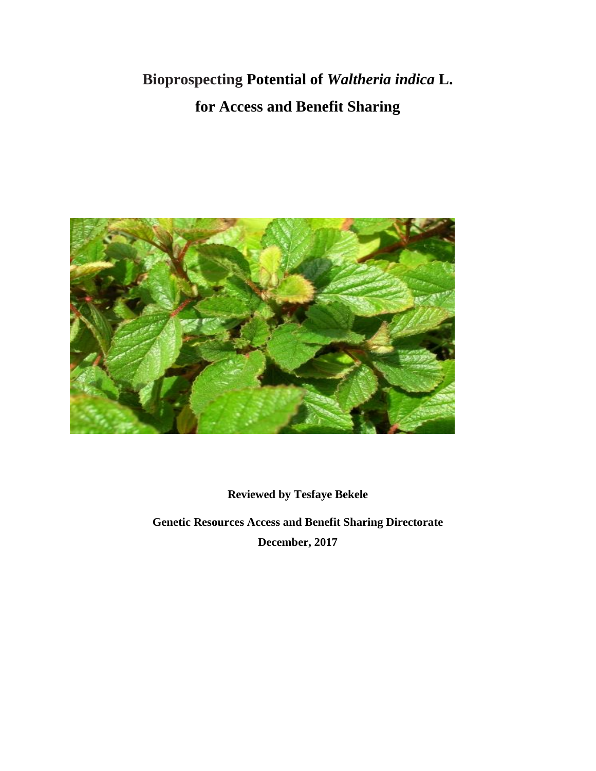# Bioprospecting Potential of *Waltheria indica* L. for Access and Benefit Sharing

**Reviewed by Tesfaye Bekele**

**Genetic Resources Access and Benefit Sharing Directorate**

**December, 2017**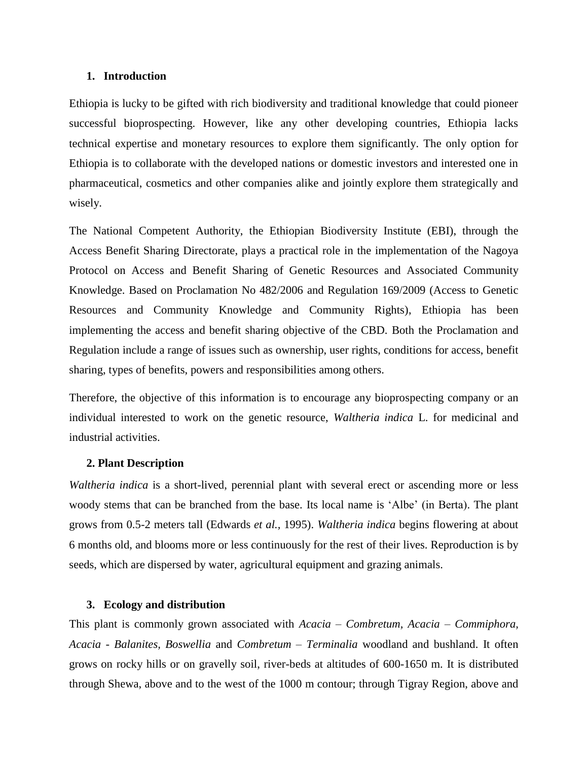## 1. Introduction

Ethiopia is lucky to be gifted with rich biodiversity and traditional knowledge that could pioneer successful bioprospecting. However, like any other developing countries, Ethiopia lacks technical expertise and monetary resources to explore them significantly. The only option for Ethiopia is to collaborate with the developed nations or domestic investors and interested one in pharmaceutical, cosmetics and other companies alike and jointly explore them strategically and wisely.

The National Competent Authority, the Ethiopian Biodiversity Institute (EBI), through the Access Benefit Sharing Directorate, plays a practical role in the implementation of the Nagoya Protocol on Access and Benefit Sharing of Genetic Resources and Associated Community Knowledge. Based on Proclamation No 482/2006 and Regulation 169/2009 (Access to Genetic Resources and Community Knowledge and Community Rights), Ethiopia has been implementing the access and benefit sharing objective of the CBD. Both the Proclamation and Regulation include a range of issues such as ownership, user rights, conditions for access, benefit sharing, types of benefits, powers and responsibilities among others.

Therefore, the objective of this information is to encourage any bioprospecting company or an individual interested to work on the genetic resource, *Waltheria indica* L. for medicinal and industrial activities.

## 2. Plant Description

*Waltheria indica* is a short-lived, perennial plant with several erect or ascending more or less woody stems that can be branched from the base. Its local name is 'Albe' (in Berta). The plant grows from 0.5-2 meters tall (Edwards *et al.*, 1995). *Waltheria indica* begins flowering at about 6 months old, and blooms more or less continuously for the rest of their lives. Reproduction is by seeds, which are dispersed by water, agricultural equipment and grazing animals.

## 3. Ecology and distribution

This plant is commonly grown associated with *Acacia* – *Combretum*, *Acacia* – *Commiphora*, *Acacia* - *Balanites*, *Boswellia* and *Combretum* – *Terminalia* woodland and bushland. It often grows on rocky hills or on gravelly soil, river-beds at altitudes of 600-1650 m. It is distributed through Shewa, above and to the west of the 1000 m contour; through Tigray Region, above and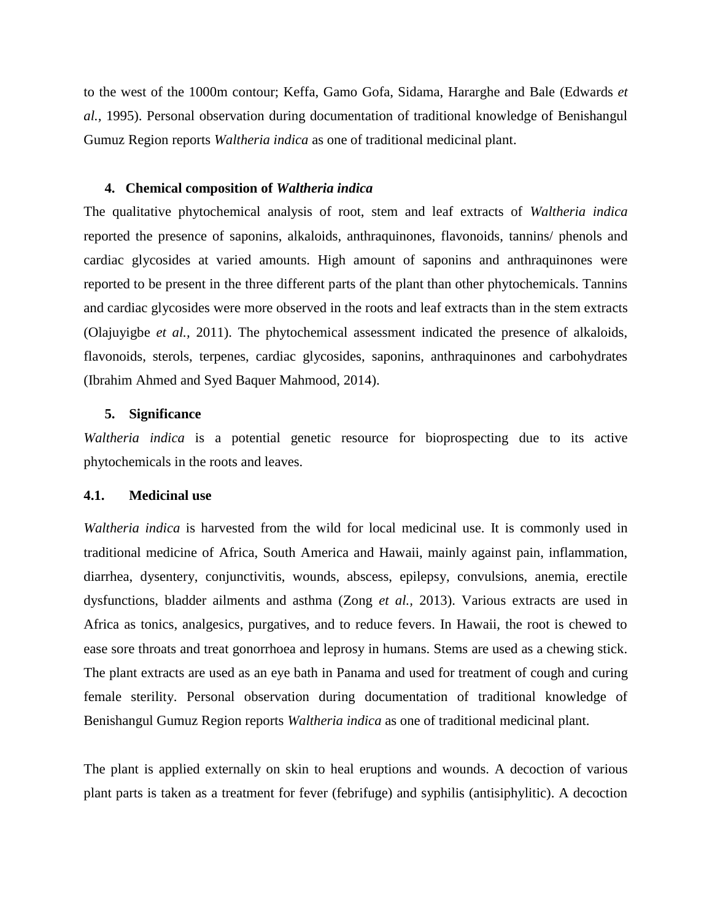to the west of the 1000m contour; Keffa, Gamo Gofa, Sidama, Hararghe and Bale (Edwards *et al.,* 1995). Personal observation during documentation of traditional knowledge of Benishangul Gumuz Region reports *Waltheria indica* as one of traditional medicinal plant.

## 4. Chemical composition of *Waltheria indica*

The qualitative phytochemical analysis of root, stem and leaf extracts of *Waltheria indica* reported the presence of saponins, alkaloids, anthraquinones, flavonoids, tannins/ phenols and cardiac glycosides at varied amounts. High amount of saponins and anthraquinones were reported to be present in the three different parts of the plant than other phytochemicals. Tannins and cardiac glycosides were more observed in the roots and leaf extracts than in the stem extracts (Olajuyigbe *et al.,* 2011). The phytochemical assessment indicated the presence of alkaloids, flavonoids, sterols, terpenes, cardiac glycosides, saponins, anthraquinones and carbohydrates (Ibrahim Ahmed and Syed Baquer Mahmood, 2014).

## 5. Significance

*Waltheria indica* is a potential genetic resource for bioprospecting due to its active phytochemicals in the roots and leaves.

### 4.1. Medicinal use

*Waltheria indica* is harvested from the wild for local medicinal use. It is commonly used in traditional medicine of Africa, South America and Hawaii, mainly against pain, inflammation, diarrhea, dysentery, conjunctivitis, wounds, abscess, epilepsy, convulsions, anemia, erectile dysfunctions, bladder ailments and asthma (Zong *et al.,* 2013). Various extracts are used in Africa as tonics, analgesics, purgatives, and to reduce fevers. In Hawaii, the root is chewed to ease sore throats and treat gonorrhoea and leprosy in humans. Stems are used as a chewing stick. The plant extracts are used as an eye bath in Panama and used for treatment of cough and curing female sterility. Personal observation during documentation of traditional knowledge of Benishangul Gumuz Region reports *Waltheria indica* as one of traditional medicinal plant.

The plant is applied externally on skin to heal eruptions and wounds. A decoction of various plant parts is taken as a treatment for fever (febrifuge) and syphilis (antisiphylitic). A decoction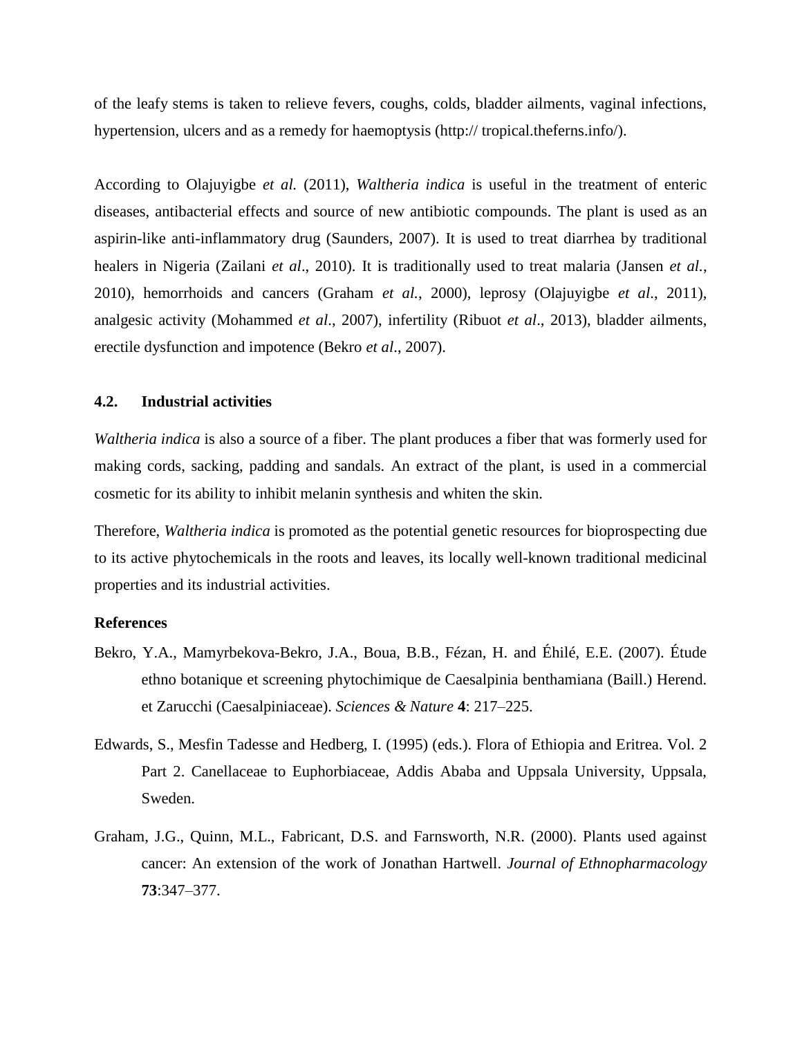of the leafy stems is taken to relieve fevers, coughs, colds, bladder ailments, vaginal infections, hypertension, ulcers and as a remedy for haemoptysis (http:// tropical.theferns.info/).

According to Olajuyigbe *et al.* (2011), *Waltheria indica* is useful in the treatment of enteric diseases, antibacterial effects and source of new antibiotic compounds. The plant is used as an aspirin-like anti-inflammatory drug (Saunders, 2007). It is used to treat diarrhea by traditional healers in Nigeria (Zailani *et al*., 2010). It is traditionally used to treat malaria (Jansen *et al.*, 2010), hemorrhoids and cancers (Graham *et al.*, 2000), leprosy (Olajuyigbe *et al*., 2011), analgesic activity (Mohammed *et al*., 2007), infertility (Ribuot *et al*., 2013), bladder ailments, erectile dysfunction and impotence (Bekro *et al*., 2007).

### 4.2. Industrial activities

*Waltheria indica* is also a source of a fiber. The plant produces a fiber that was formerly used for making cords, sacking, padding and sandals. An extract of the plant, is used in a commercial cosmetic for its ability to inhibit melanin synthesis and whiten the skin.

Therefore, *Waltheria indica* is promoted as the potential genetic resources for bioprospecting due to its active phytochemicals in the roots and leaves, its locally well-known traditional medicinal properties and its industrial activities.

**References**

Bekro, Y.A., Mamyrbekova-Bekro, J.A., Boua, B.B., Fézan, H. and Éhilé, E.E. (2007). Étude ethno botanique et screening phytochimique de Caesalpinia benthamiana (Baill.) Herend. et Zarucchi (Caesalpiniaceae). *Sciences & Nature* **4**: 217–225.

Edwards, S., Mesfin Tadesse and Hedberg, I. (1995) (eds.). Flora of Ethiopia and Eritrea. Vol. 2 Part 2. Canellaceae to Euphorbiaceae, Addis Ababa and Uppsala University, Uppsala, Sweden.

Graham, J.G., Quinn, M.L., Fabricant, D.S. and Farnsworth, N.R. (2000). Plants used against cancer: An extension of the work of Jonathan Hartwell. *Journal of Ethnopharmacology* **73**:347–377.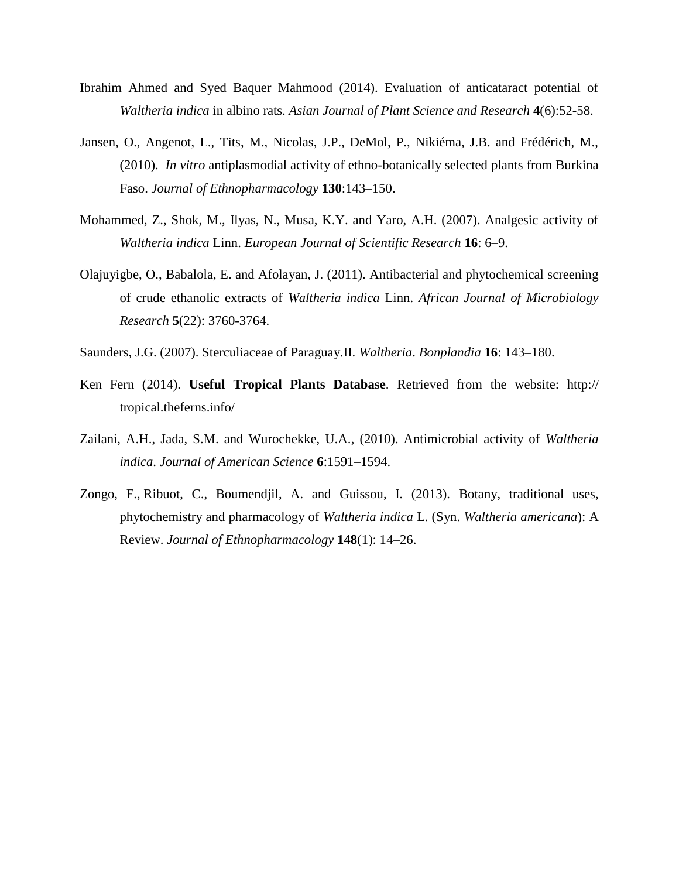Ibrahim Ahmed and Syed Baquer Mahmood (2014). Evaluation of anticataract potential of *Waltheria indica* in albino rats. *Asian Journal of Plant Science and Research* **4**(6):52-58.

Jansen, O., Angenot, L., Tits, M., Nicolas, J.P., DeMol, P., Nikiéma, J.B. and Frédérich, M., (2010). *In vitro* antiplasmodial activity of ethno-botanically selected plants from Burkina Faso. *Journal of Ethnopharmacology* **130**:143–150.

Mohammed, Z., Shok, M., Ilyas, N., Musa, K.Y. and Yaro, A.H. (2007). Analgesic activity of *Waltheria indica* Linn. *European Journal of Scientific Research* **16**: 6–9.

Olajuyigbe, O., Babalola, E. and Afolayan, J. (2011). Antibacterial and phytochemical screening of crude ethanolic extracts of *Waltheria indica* Linn. *African Journal of Microbiology Research* **5**(22): 3760-3764.

Saunders, J.G. (2007). Sterculiaceae of Paraguay.II. *Waltheria*. *Bonplandia* **16**: 143–180.

Ken Fern (2014). **Useful Tropical Plants Database**. Retrieved from the website: http:// tropical.theferns.info/

Zailani, A.H., Jada, S.M. and Wurochekke, U.A., (2010). Antimicrobial activity of *Waltheria indica*. *Journal of American Science* **6**:1591–1594.

Zongo, F., Ribuot, C., Boumendjil, A. and Guissou, I. (2013). Botany, traditional uses, phytochemistry and pharmacology of *Waltheria indica* L. (Syn. *Waltheria americana*): A Review. *Journal of Ethnopharmacology* **148**(1): 14–26.